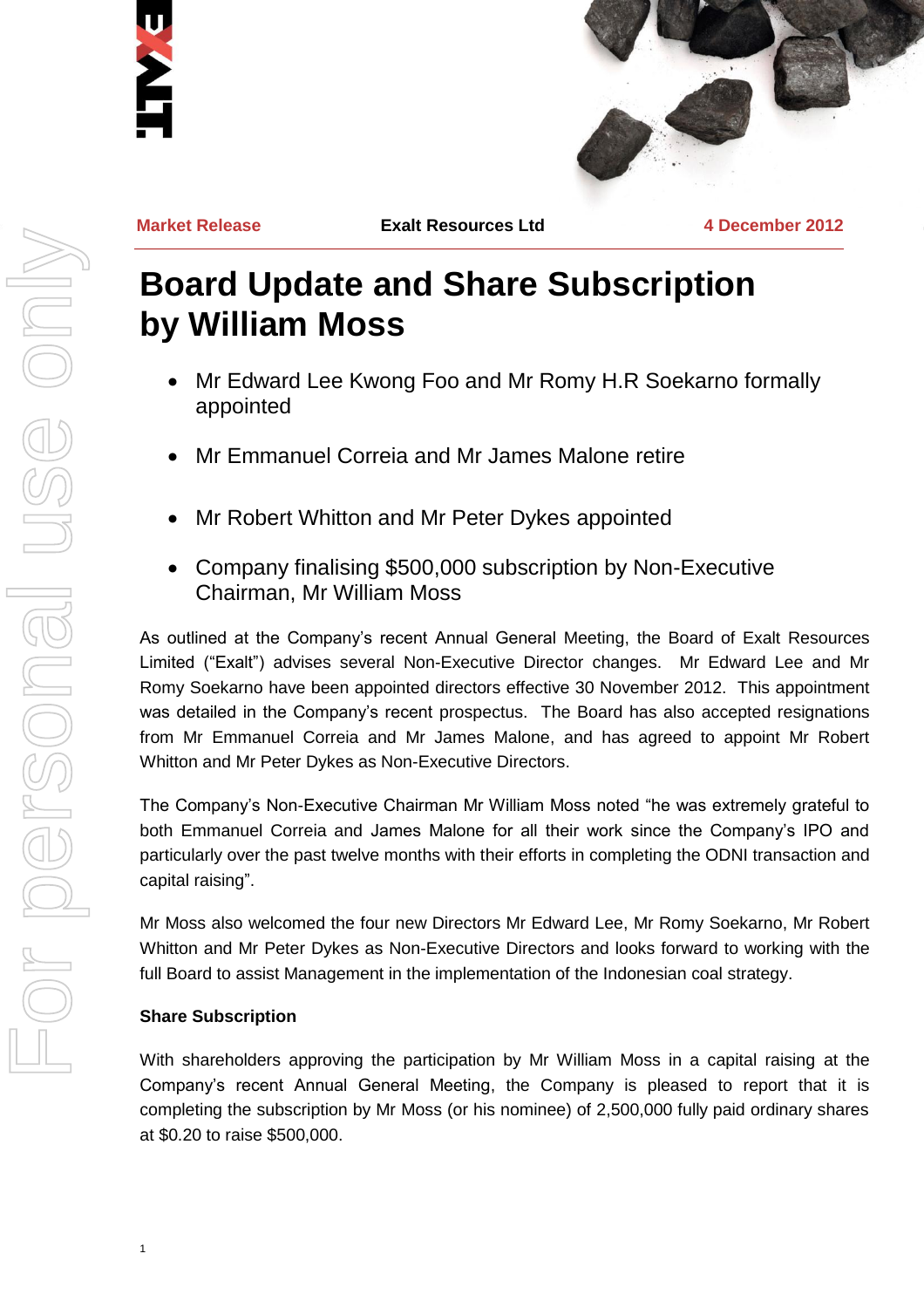Market Release | Exalt Resources Ltd | 4 December 2012

# Board Update and Share Subscription by William Moss

- Mr Edward Lee Kwong Foo and Mr Romy H.R Soekarno formally appointed
- Mr Emmanuel Correia and Mr James Malone retire
- Mr Robert Whitton and Mr Peter Dykes appointed
- Company finalising $500,000 subscription by Non-Executive Chairman, Mr William Moss

As outlined at the Company's recent Annual General Meeting, the Board of Exalt Resources Limited ("Exalt") advises several Non-Executive Director changes. Mr Edward Lee and Mr Romy Soekarno have been appointed directors effective 30 November 2012. This appointment was detailed in the Company's recent prospectus. The Board has also accepted resignations from Mr Emmanuel Correia and Mr James Malone, and has agreed to appoint Mr Robert Whitton and Mr Peter Dykes as Non-Executive Directors.

The Company's Non-Executive Chairman Mr William Moss noted "he was extremely grateful to both Emmanuel Correia and James Malone for all their work since the Company's IPO and particularly over the past twelve months with their efforts in completing the ODNI transaction and capital raising".

Mr Moss also welcomed the four new Directors Mr Edward Lee, Mr Romy Soekarno, Mr Robert Whitton and Mr Peter Dykes as Non-Executive Directors and looks forward to working with the full Board to assist Management in the implementation of the Indonesian coal strategy.

**Share Subscription**

With shareholders approving the participation by Mr William Moss in a capital raising at the Company's recent Annual General Meeting, the Company is pleased to report that it is completing the subscription by Mr Moss (or his nominee) of 2,500,000 fully paid ordinary shares at $0.20 to raise $500,000.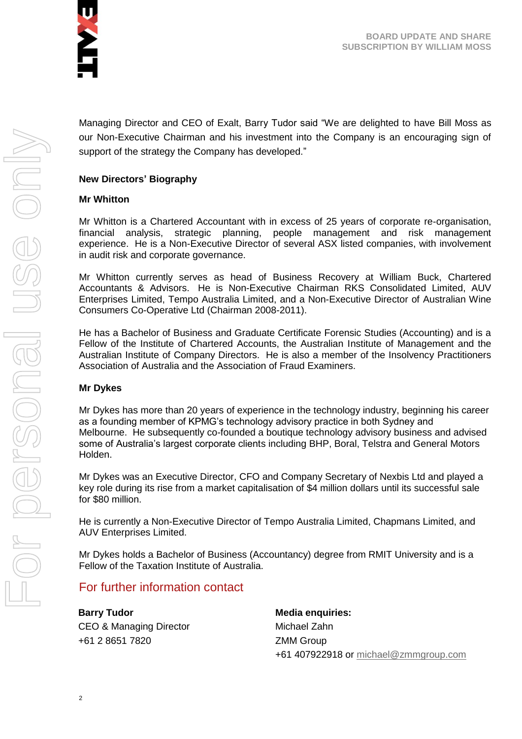Managing Director and CEO of Exalt, Barry Tudor said "We are delighted to have Bill Moss as our Non-Executive Chairman and his investment into the Company is an encouraging sign of support of the strategy the Company has developed."

**New Directors' Biography**

**Mr Whitton**

Mr Whitton is a Chartered Accountant with in excess of 25 years of corporate re-organisation, financial analysis, strategic planning, people management and risk management experience. He is a Non-Executive Director of several ASX listed companies, with involvement in audit risk and corporate governance.

Mr Whitton currently serves as head of Business Recovery at William Buck, Chartered Accountants & Advisors. He is Non-Executive Chairman RKS Consolidated Limited, AUV Enterprises Limited, Tempo Australia Limited, and a Non-Executive Director of Australian Wine Consumers Co-Operative Ltd (Chairman 2008-2011).

He has a Bachelor of Business and Graduate Certificate Forensic Studies (Accounting) and is a Fellow of the Institute of Chartered Accounts, the Australian Institute of Management and the Australian Institute of Company Directors. He is also a member of the Insolvency Practitioners Association of Australia and the Association of Fraud Examiners.

**Mr Dykes**

Mr Dykes has more than 20 years of experience in the technology industry, beginning his career as a founding member of KPMG's technology advisory practice in both Sydney and Melbourne. He subsequently co-founded a boutique technology advisory business and advised some of Australia's largest corporate clients including BHP, Boral, Telstra and General Motors Holden.

Mr Dykes was an Executive Director, CFO and Company Secretary of Nexbis Ltd and played a key role during its rise from a market capitalisation of $4 million dollars until its successful sale for $80 million.

He is currently a Non-Executive Director of Tempo Australia Limited, Chapmans Limited, and AUV Enterprises Limited.

Mr Dykes holds a Bachelor of Business (Accountancy) degree from RMIT University and is a Fellow of the Taxation Institute of Australia.

## For further information contact

**Barry Tudor**
CEO & Managing Director
+61 2 8651 7820

**Media enquiries:**
Michael Zahn
ZMM Group
+61 407922918 or michael@zmmgroup.com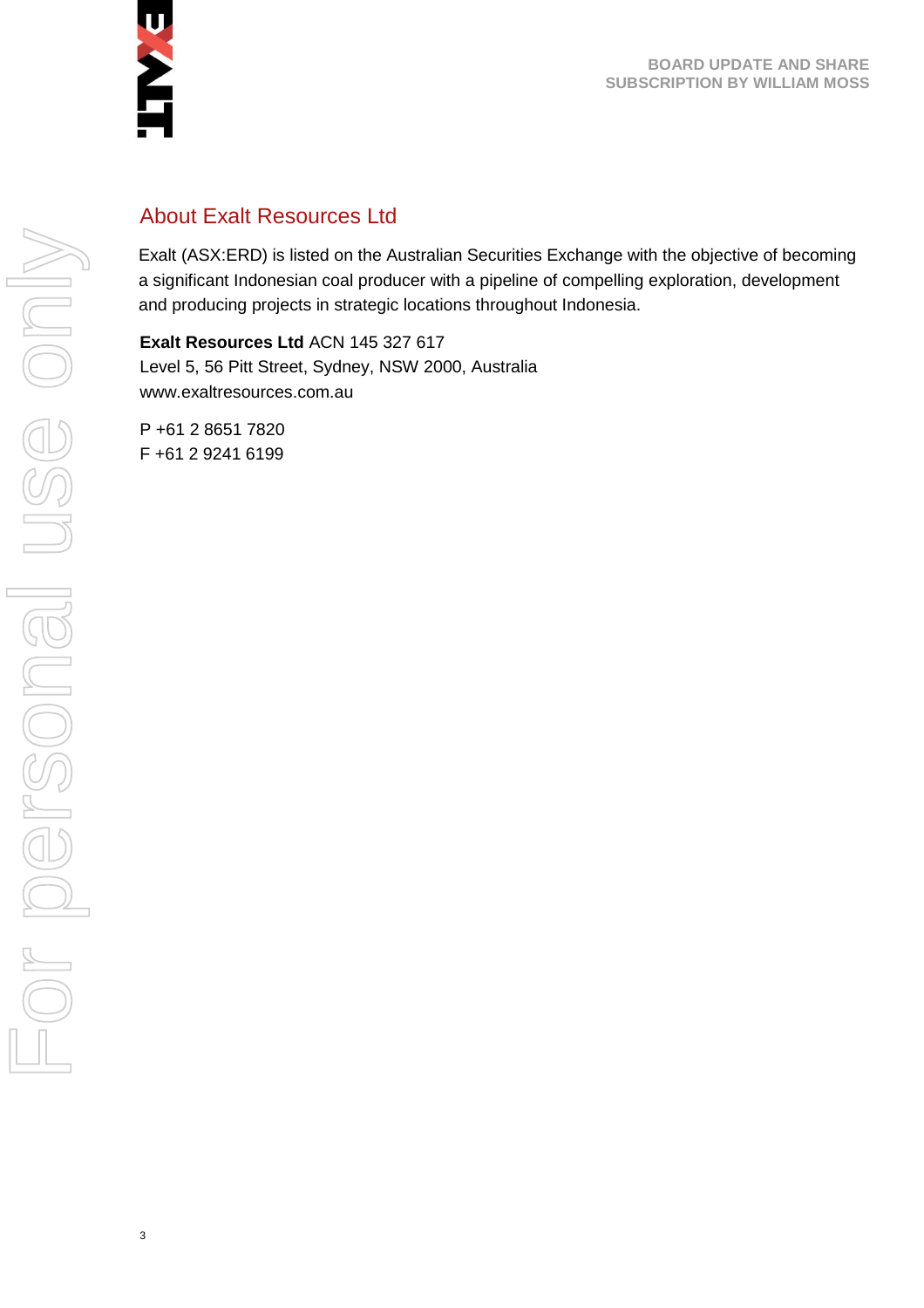## About Exalt Resources Ltd

Exalt (ASX:ERD) is listed on the Australian Securities Exchange with the objective of becoming a significant Indonesian coal producer with a pipeline of compelling exploration, development and producing projects in strategic locations throughout Indonesia.

**Exalt Resources Ltd** ACN 145 327 617
Level 5, 56 Pitt Street, Sydney, NSW 2000, Australia
www.exaltresources.com.au

P +61 2 8651 7820
F +61 2 9241 6199